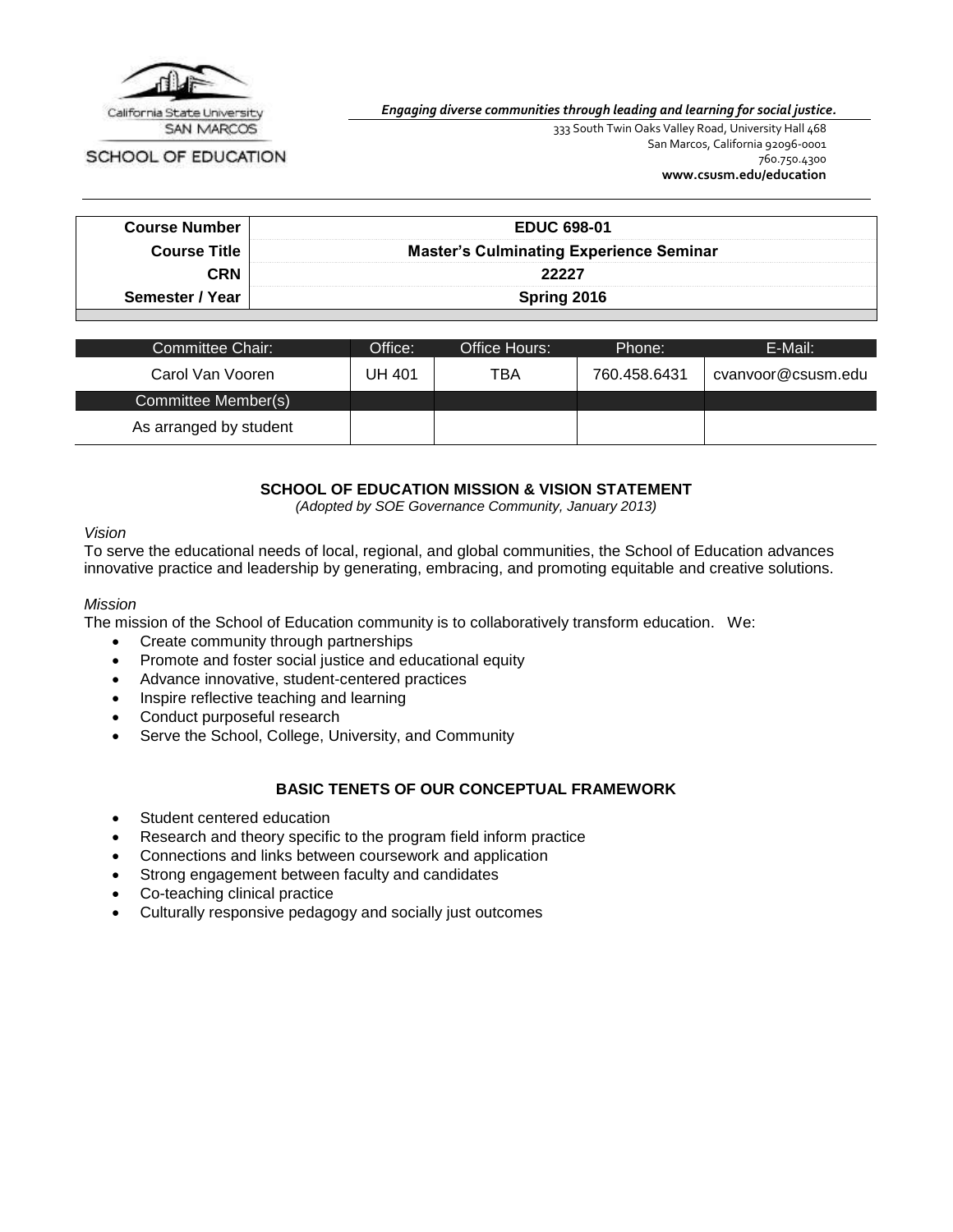California State University SAN MARCOS

SCHOOL OF EDUCATION

*Engaging diverse communities through leading and learning for social justice.*

333 South Twin Oaks Valley Road, University Hall 468
San Marcos, California 92096-0001
760.750.4300
**www.csusm.edu/education**

| | |
|---|---|
| **Course Number** | **EDUC 698-01** |
| **Course Title** | **Master's Culminating Experience Seminar** |
| **CRN** | **22227** |
| **Semester / Year** | **Spring 2016** |

| Committee Chair: | Office: | Office Hours: | Phone: | E-Mail: |
|---|---|---|---|---|
| Carol Van Vooren | UH 401 | TBA | 760.458.6431 | cvanvoor@csusm.edu |
| Committee Member(s) | | | | |
| As arranged by student | | | | |

## SCHOOL OF EDUCATION MISSION & VISION STATEMENT

*(Adopted by SOE Governance Community, January 2013)*

*Vision*

To serve the educational needs of local, regional, and global communities, the School of Education advances innovative practice and leadership by generating, embracing, and promoting equitable and creative solutions.

*Mission*

The mission of the School of Education community is to collaboratively transform education. We:

- Create community through partnerships
- Promote and foster social justice and educational equity
- Advance innovative, student-centered practices
- Inspire reflective teaching and learning
- Conduct purposeful research
- Serve the School, College, University, and Community

## BASIC TENETS OF OUR CONCEPTUAL FRAMEWORK

- Student centered education
- Research and theory specific to the program field inform practice
- Connections and links between coursework and application
- Strong engagement between faculty and candidates
- Co-teaching clinical practice
- Culturally responsive pedagogy and socially just outcomes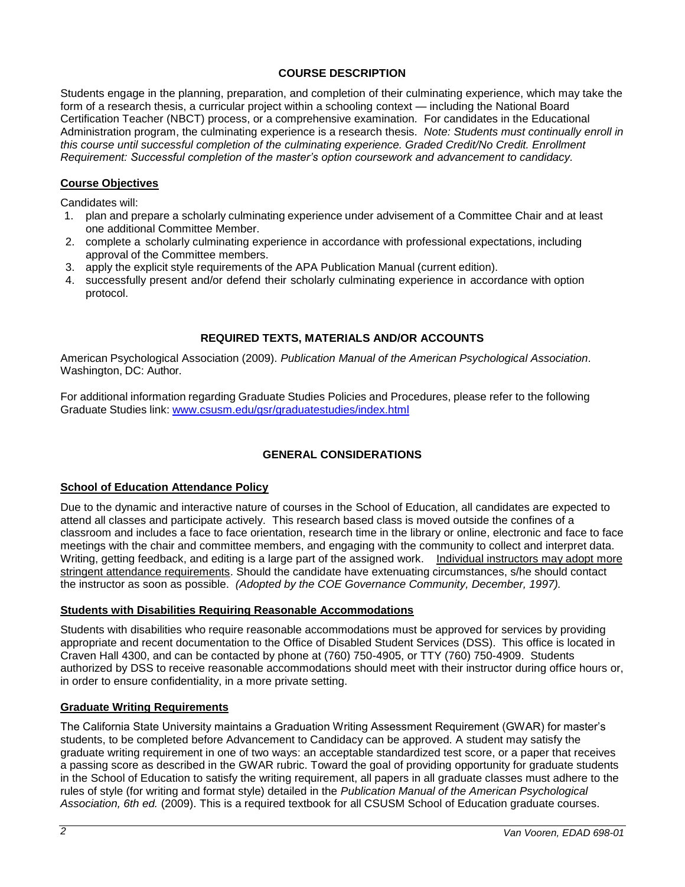## COURSE DESCRIPTION

Students engage in the planning, preparation, and completion of their culminating experience, which may take the form of a research thesis, a curricular project within a schooling context — including the National Board Certification Teacher (NBCT) process, or a comprehensive examination. For candidates in the Educational Administration program, the culminating experience is a research thesis. *Note: Students must continually enroll in this course until successful completion of the culminating experience. Graded Credit/No Credit. Enrollment Requirement: Successful completion of the master's option coursework and advancement to candidacy.*

### Course Objectives

Candidates will:

1. plan and prepare a scholarly culminating experience under advisement of a Committee Chair and at least one additional Committee Member.
2. complete a scholarly culminating experience in accordance with professional expectations, including approval of the Committee members.
3. apply the explicit style requirements of the APA Publication Manual (current edition).
4. successfully present and/or defend their scholarly culminating experience in accordance with option protocol.

## REQUIRED TEXTS, MATERIALS AND/OR ACCOUNTS

American Psychological Association (2009). *Publication Manual of the American Psychological Association*. Washington, DC: Author.

For additional information regarding Graduate Studies Policies and Procedures, please refer to the following Graduate Studies link: www.csusm.edu/gsr/graduatestudies/index.html

## GENERAL CONSIDERATIONS

### School of Education Attendance Policy

Due to the dynamic and interactive nature of courses in the School of Education, all candidates are expected to attend all classes and participate actively. This research based class is moved outside the confines of a classroom and includes a face to face orientation, research time in the library or online, electronic and face to face meetings with the chair and committee members, and engaging with the community to collect and interpret data. Writing, getting feedback, and editing is a large part of the assigned work. Individual instructors may adopt more stringent attendance requirements. Should the candidate have extenuating circumstances, s/he should contact the instructor as soon as possible. *(Adopted by the COE Governance Community, December, 1997).*

### Students with Disabilities Requiring Reasonable Accommodations

Students with disabilities who require reasonable accommodations must be approved for services by providing appropriate and recent documentation to the Office of Disabled Student Services (DSS). This office is located in Craven Hall 4300, and can be contacted by phone at (760) 750-4905, or TTY (760) 750-4909. Students authorized by DSS to receive reasonable accommodations should meet with their instructor during office hours or, in order to ensure confidentiality, in a more private setting.

### Graduate Writing Requirements

The California State University maintains a Graduation Writing Assessment Requirement (GWAR) for master's students, to be completed before Advancement to Candidacy can be approved. A student may satisfy the graduate writing requirement in one of two ways: an acceptable standardized test score, or a paper that receives a passing score as described in the GWAR rubric. Toward the goal of providing opportunity for graduate students in the School of Education to satisfy the writing requirement, all papers in all graduate classes must adhere to the rules of style (for writing and format style) detailed in the *Publication Manual of the American Psychological Association, 6th ed.* (2009). This is a required textbook for all CSUSM School of Education graduate courses.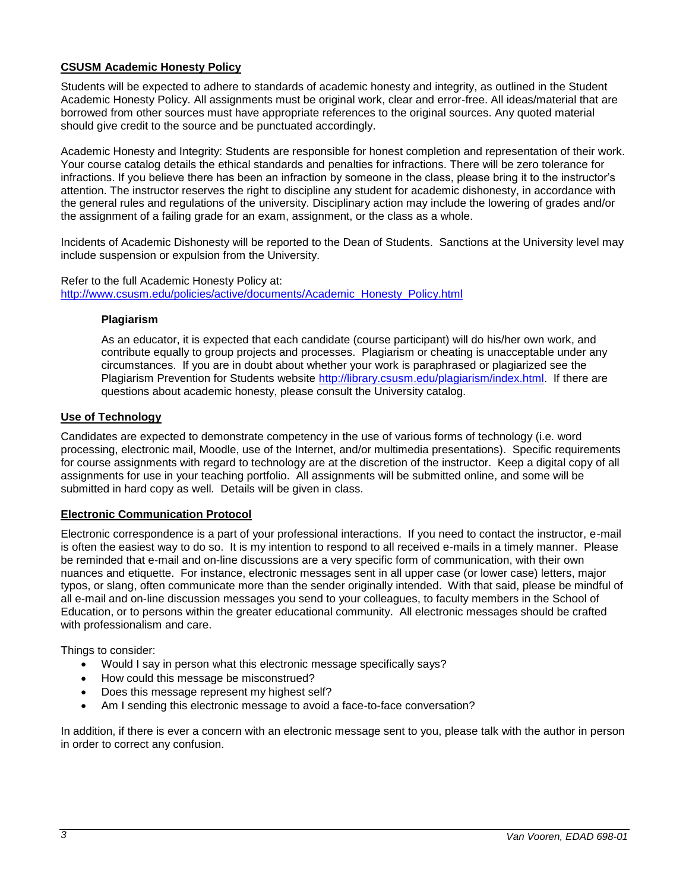## CSUSM Academic Honesty Policy

Students will be expected to adhere to standards of academic honesty and integrity, as outlined in the Student Academic Honesty Policy. All assignments must be original work, clear and error-free. All ideas/material that are borrowed from other sources must have appropriate references to the original sources. Any quoted material should give credit to the source and be punctuated accordingly.

Academic Honesty and Integrity: Students are responsible for honest completion and representation of their work. Your course catalog details the ethical standards and penalties for infractions. There will be zero tolerance for infractions. If you believe there has been an infraction by someone in the class, please bring it to the instructor's attention. The instructor reserves the right to discipline any student for academic dishonesty, in accordance with the general rules and regulations of the university. Disciplinary action may include the lowering of grades and/or the assignment of a failing grade for an exam, assignment, or the class as a whole.

Incidents of Academic Dishonesty will be reported to the Dean of Students. Sanctions at the University level may include suspension or expulsion from the University.

Refer to the full Academic Honesty Policy at:
[http://www.csusm.edu/policies/active/documents/Academic_Honesty_Policy.html](http://www.csusm.edu/policies/active/documents/Academic_Honesty_Policy.html)

### Plagiarism

As an educator, it is expected that each candidate (course participant) will do his/her own work, and contribute equally to group projects and processes. Plagiarism or cheating is unacceptable under any circumstances. If you are in doubt about whether your work is paraphrased or plagiarized see the Plagiarism Prevention for Students website [http://library.csusm.edu/plagiarism/index.html](http://library.csusm.edu/plagiarism/index.html). If there are questions about academic honesty, please consult the University catalog.

## Use of Technology

Candidates are expected to demonstrate competency in the use of various forms of technology (i.e. word processing, electronic mail, Moodle, use of the Internet, and/or multimedia presentations). Specific requirements for course assignments with regard to technology are at the discretion of the instructor. Keep a digital copy of all assignments for use in your teaching portfolio. All assignments will be submitted online, and some will be submitted in hard copy as well. Details will be given in class.

## Electronic Communication Protocol

Electronic correspondence is a part of your professional interactions. If you need to contact the instructor, e-mail is often the easiest way to do so. It is my intention to respond to all received e-mails in a timely manner. Please be reminded that e-mail and on-line discussions are a very specific form of communication, with their own nuances and etiquette. For instance, electronic messages sent in all upper case (or lower case) letters, major typos, or slang, often communicate more than the sender originally intended. With that said, please be mindful of all e-mail and on-line discussion messages you send to your colleagues, to faculty members in the School of Education, or to persons within the greater educational community. All electronic messages should be crafted with professionalism and care.

Things to consider:

- Would I say in person what this electronic message specifically says?
- How could this message be misconstrued?
- Does this message represent my highest self?
- Am I sending this electronic message to avoid a face-to-face conversation?

In addition, if there is ever a concern with an electronic message sent to you, please talk with the author in person in order to correct any confusion.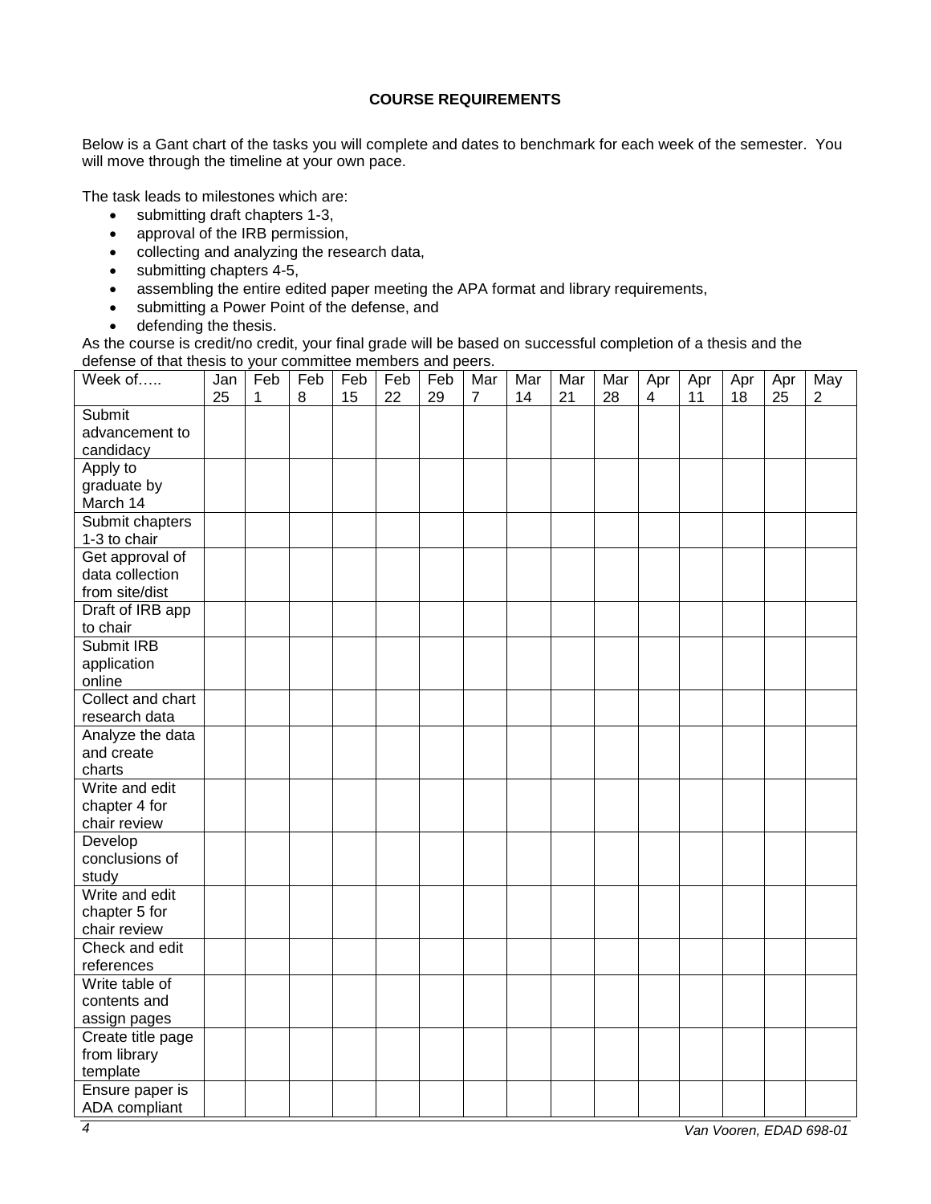**COURSE REQUIREMENTS**

Below is a Gant chart of the tasks you will complete and dates to benchmark for each week of the semester. You will move through the timeline at your own pace.

The task leads to milestones which are:

- submitting draft chapters 1-3,
- approval of the IRB permission,
- collecting and analyzing the research data,
- submitting chapters 4-5,
- assembling the entire edited paper meeting the APA format and library requirements,
- submitting a Power Point of the defense, and
- defending the thesis.

As the course is credit/no credit, your final grade will be based on successful completion of a thesis and the defense of that thesis to your committee members and peers.

| Week of….. | Jan 25 | Feb 1 | Feb 8 | Feb 15 | Feb 22 | Feb 29 | Mar 7 | Mar 14 | Mar 21 | Mar 28 | Apr 4 | Apr 11 | Apr 18 | Apr 25 | May 2 |
|---|---|---|---|---|---|---|---|---|---|---|---|---|---|---|---|
| Submit advancement to candidacy | | | | | | | | | | | | | | | |
| Apply to graduate by March 14 | | | | | | | | | | | | | | | |
| Submit chapters 1-3 to chair | | | | | | | | | | | | | | | |
| Get approval of data collection from site/dist | | | | | | | | | | | | | | | |
| Draft of IRB app to chair | | | | | | | | | | | | | | | |
| Submit IRB application online | | | | | | | | | | | | | | | |
| Collect and chart research data | | | | | | | | | | | | | | | |
| Analyze the data and create charts | | | | | | | | | | | | | | | |
| Write and edit chapter 4 for chair review | | | | | | | | | | | | | | | |
| Develop conclusions of study | | | | | | | | | | | | | | | |
| Write and edit chapter 5 for chair review | | | | | | | | | | | | | | | |
| Check and edit references | | | | | | | | | | | | | | | |
| Write table of contents and assign pages | | | | | | | | | | | | | | | |
| Create title page from library template | | | | | | | | | | | | | | | |
| Ensure paper is ADA compliant | | | | | | | | | | | | | | | |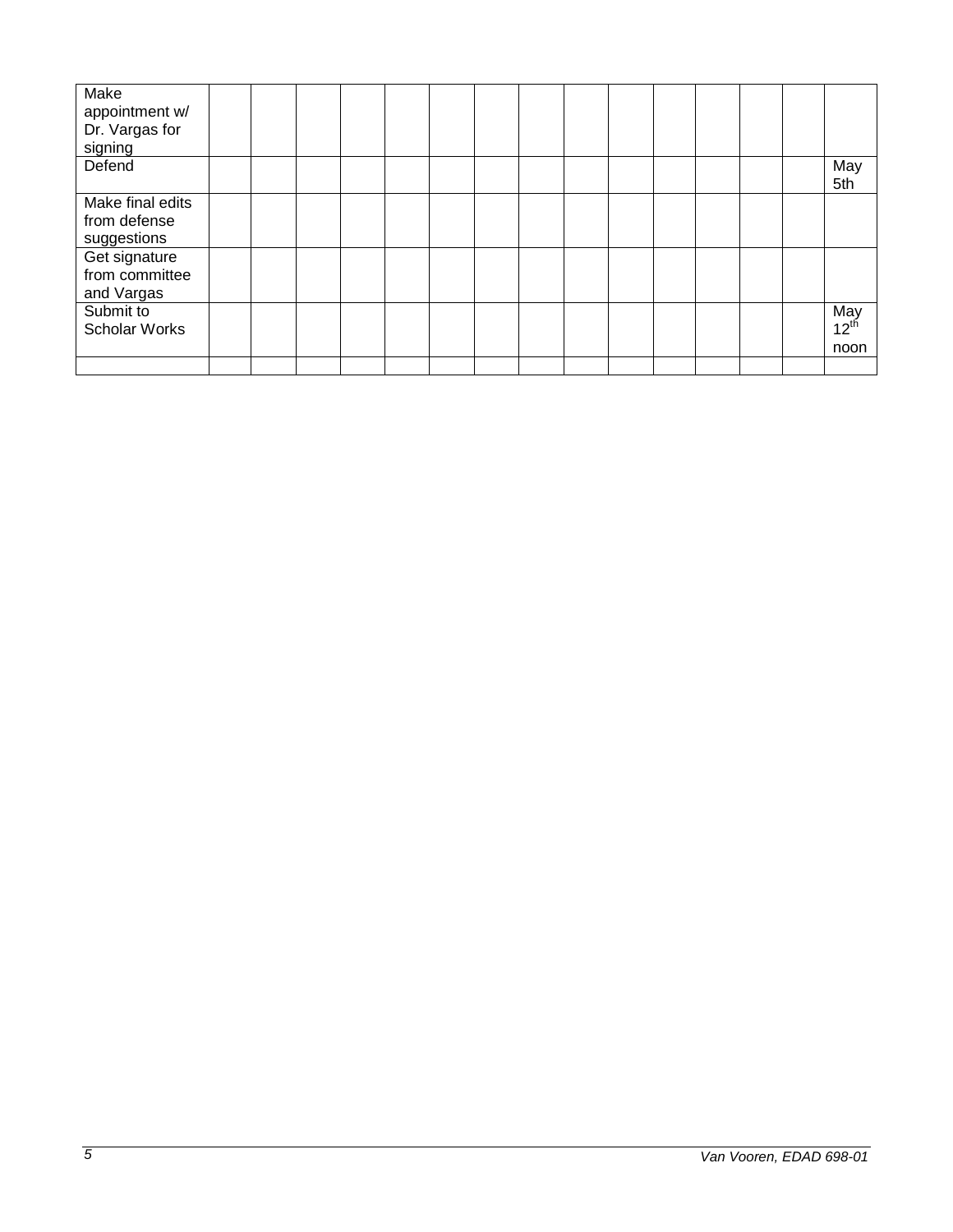| | | | | | | | | | | | | | | | |
|---|---|---|---|---|---|---|---|---|---|---|---|---|---|---|---|
| Make appointment w/ Dr. Vargas for signing | | | | | | | | | | | | | | | |
| Defend | | | | | | | | | | | | | | | May 5th |
| Make final edits from defense suggestions | | | | | | | | | | | | | | | |
| Get signature from committee and Vargas | | | | | | | | | | | | | | | |
| Submit to Scholar Works | | | | | | | | | | | | | | | May 12th noon |
| | | | | | | | | | | | | | | | |